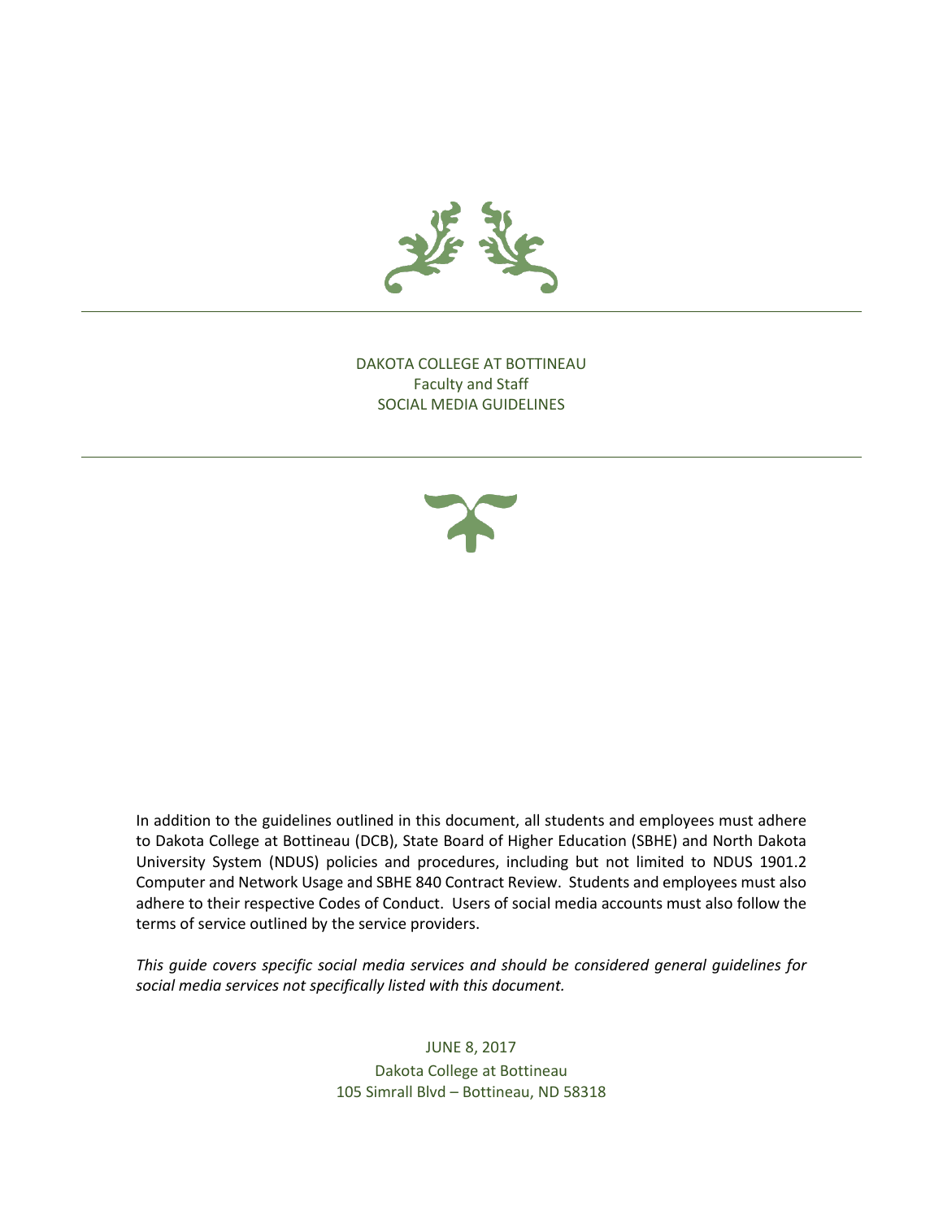# DAKOTA COLLEGE AT BOTTINEAU
## Faculty and Staff
## SOCIAL MEDIA GUIDELINES

In addition to the guidelines outlined in this document, all students and employees must adhere to Dakota College at Bottineau (DCB), State Board of Higher Education (SBHE) and North Dakota University System (NDUS) policies and procedures, including but not limited to NDUS 1901.2 Computer and Network Usage and SBHE 840 Contract Review. Students and employees must also adhere to their respective Codes of Conduct. Users of social media accounts must also follow the terms of service outlined by the service providers.

*This guide covers specific social media services and should be considered general guidelines for social media services not specifically listed with this document.*

JUNE 8, 2017
Dakota College at Bottineau
105 Simrall Blvd – Bottineau, ND 58318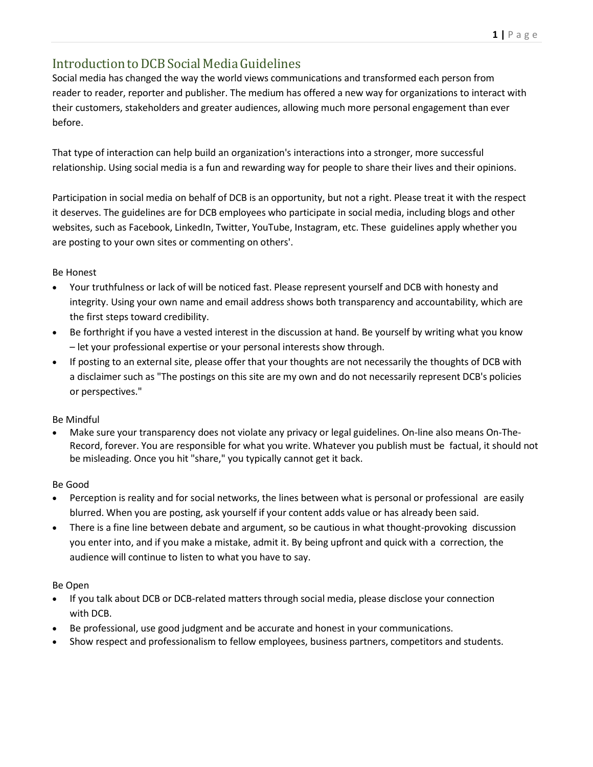# Introduction to DCB Social Media Guidelines

Social media has changed the way the world views communications and transformed each person from reader to reader, reporter and publisher. The medium has offered a new way for organizations to interact with their customers, stakeholders and greater audiences, allowing much more personal engagement than ever before.

That type of interaction can help build an organization's interactions into a stronger, more successful relationship. Using social media is a fun and rewarding way for people to share their lives and their opinions.

Participation in social media on behalf of DCB is an opportunity, but not a right. Please treat it with the respect it deserves. The guidelines are for DCB employees who participate in social media, including blogs and other websites, such as Facebook, LinkedIn, Twitter, YouTube, Instagram, etc. These guidelines apply whether you are posting to your own sites or commenting on others'.

Be Honest

- Your truthfulness or lack of will be noticed fast. Please represent yourself and DCB with honesty and integrity. Using your own name and email address shows both transparency and accountability, which are the first steps toward credibility.
- Be forthright if you have a vested interest in the discussion at hand. Be yourself by writing what you know – let your professional expertise or your personal interests show through.
- If posting to an external site, please offer that your thoughts are not necessarily the thoughts of DCB with a disclaimer such as "The postings on this site are my own and do not necessarily represent DCB's policies or perspectives."

Be Mindful

- Make sure your transparency does not violate any privacy or legal guidelines. On-line also means On-The-Record, forever. You are responsible for what you write. Whatever you publish must be factual, it should not be misleading. Once you hit "share," you typically cannot get it back.

Be Good

- Perception is reality and for social networks, the lines between what is personal or professional are easily blurred. When you are posting, ask yourself if your content adds value or has already been said.
- There is a fine line between debate and argument, so be cautious in what thought-provoking discussion you enter into, and if you make a mistake, admit it. By being upfront and quick with a correction, the audience will continue to listen to what you have to say.

Be Open

- If you talk about DCB or DCB-related matters through social media, please disclose your connection with DCB.
- Be professional, use good judgment and be accurate and honest in your communications.
- Show respect and professionalism to fellow employees, business partners, competitors and students.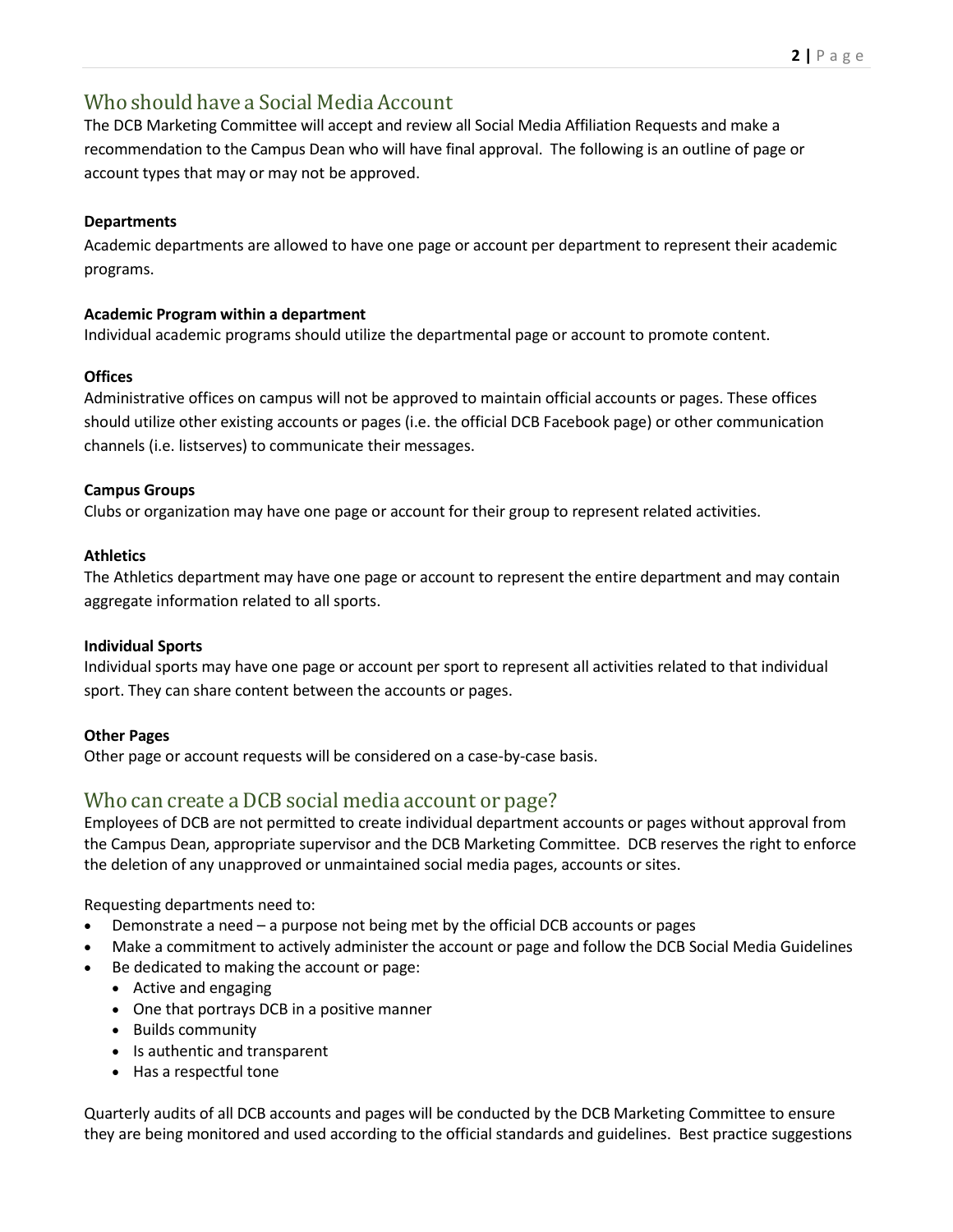## Who should have a Social Media Account

The DCB Marketing Committee will accept and review all Social Media Affiliation Requests and make a recommendation to the Campus Dean who will have final approval. The following is an outline of page or account types that may or may not be approved.

**Departments**

Academic departments are allowed to have one page or account per department to represent their academic programs.

**Academic Program within a department**

Individual academic programs should utilize the departmental page or account to promote content.

**Offices**

Administrative offices on campus will not be approved to maintain official accounts or pages. These offices should utilize other existing accounts or pages (i.e. the official DCB Facebook page) or other communication channels (i.e. listserves) to communicate their messages.

**Campus Groups**

Clubs or organization may have one page or account for their group to represent related activities.

**Athletics**

The Athletics department may have one page or account to represent the entire department and may contain aggregate information related to all sports.

**Individual Sports**

Individual sports may have one page or account per sport to represent all activities related to that individual sport. They can share content between the accounts or pages.

**Other Pages**

Other page or account requests will be considered on a case-by-case basis.

## Who can create a DCB social media account or page?

Employees of DCB are not permitted to create individual department accounts or pages without approval from the Campus Dean, appropriate supervisor and the DCB Marketing Committee. DCB reserves the right to enforce the deletion of any unapproved or unmaintained social media pages, accounts or sites.

Requesting departments need to:

- Demonstrate a need – a purpose not being met by the official DCB accounts or pages
- Make a commitment to actively administer the account or page and follow the DCB Social Media Guidelines
- Be dedicated to making the account or page:
  - Active and engaging
  - One that portrays DCB in a positive manner
  - Builds community
  - Is authentic and transparent
  - Has a respectful tone

Quarterly audits of all DCB accounts and pages will be conducted by the DCB Marketing Committee to ensure they are being monitored and used according to the official standards and guidelines. Best practice suggestions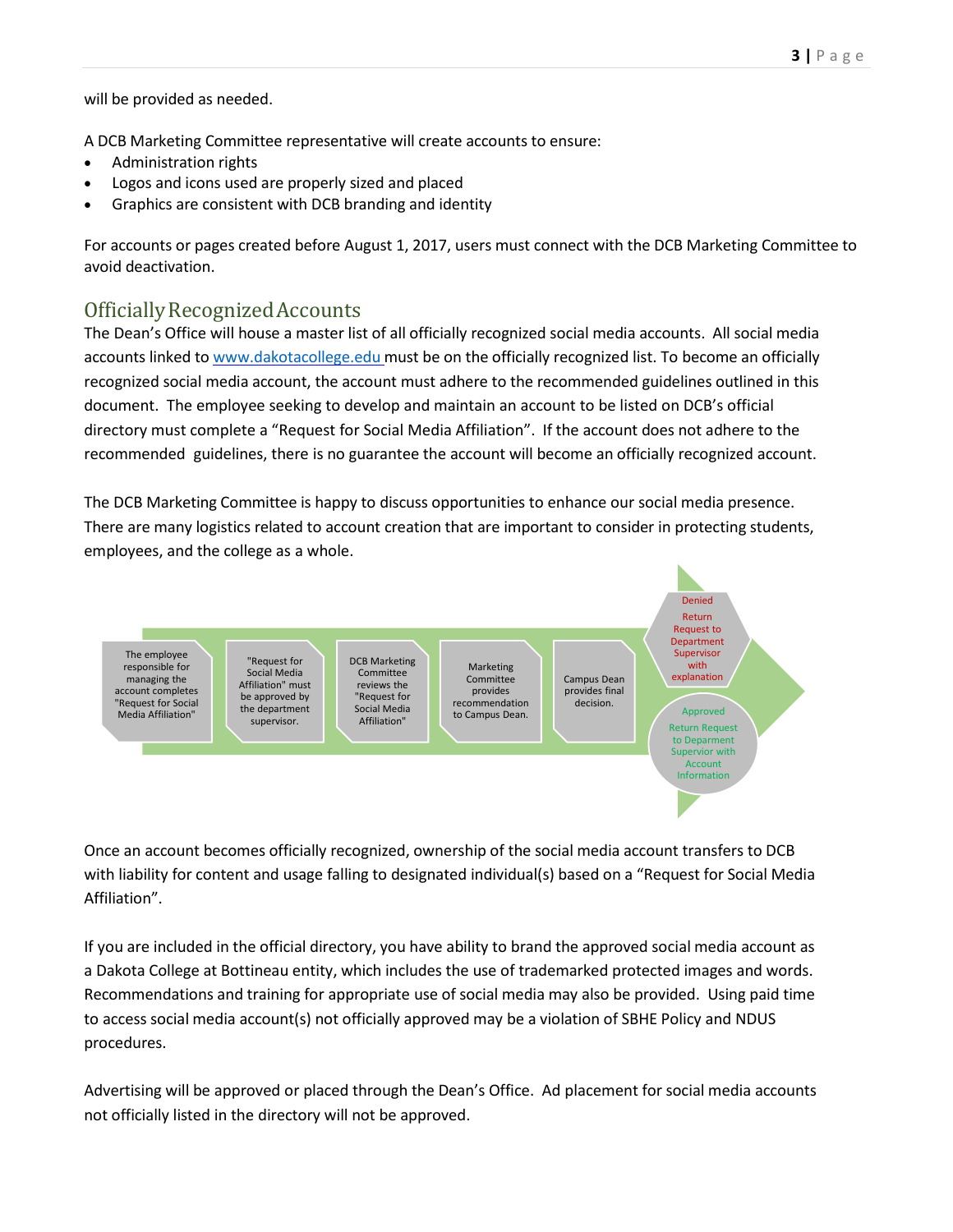will be provided as needed.

A DCB Marketing Committee representative will create accounts to ensure:

- Administration rights
- Logos and icons used are properly sized and placed
- Graphics are consistent with DCB branding and identity

For accounts or pages created before August 1, 2017, users must connect with the DCB Marketing Committee to avoid deactivation.

## Officially Recognized Accounts

The Dean's Office will house a master list of all officially recognized social media accounts. All social media accounts linked to www.dakotacollege.edu must be on the officially recognized list. To become an officially recognized social media account, the account must adhere to the recommended guidelines outlined in this document. The employee seeking to develop and maintain an account to be listed on DCB's official directory must complete a "Request for Social Media Affiliation". If the account does not adhere to the recommended guidelines, there is no guarantee the account will become an officially recognized account.

The DCB Marketing Committee is happy to discuss opportunities to enhance our social media presence. There are many logistics related to account creation that are important to consider in protecting students, employees, and the college as a whole.

The employee responsible for managing the account completes "Request for Social Media Affiliation" → "Request for Social Media Affiliation" must be approved by the department supervisor. → DCB Marketing Committee reviews the "Request for Social Media Affiliation" → Marketing Committee provides recommendation to Campus Dean. → Campus Dean provides final decision. →

- Denied: Return Request to Department Supervisor with explanation
- Approved: Return Request to Deparment Supervisor with Account Information

Once an account becomes officially recognized, ownership of the social media account transfers to DCB with liability for content and usage falling to designated individual(s) based on a "Request for Social Media Affiliation".

If you are included in the official directory, you have ability to brand the approved social media account as a Dakota College at Bottineau entity, which includes the use of trademarked protected images and words. Recommendations and training for appropriate use of social media may also be provided. Using paid time to access social media account(s) not officially approved may be a violation of SBHE Policy and NDUS procedures.

Advertising will be approved or placed through the Dean's Office. Ad placement for social media accounts not officially listed in the directory will not be approved.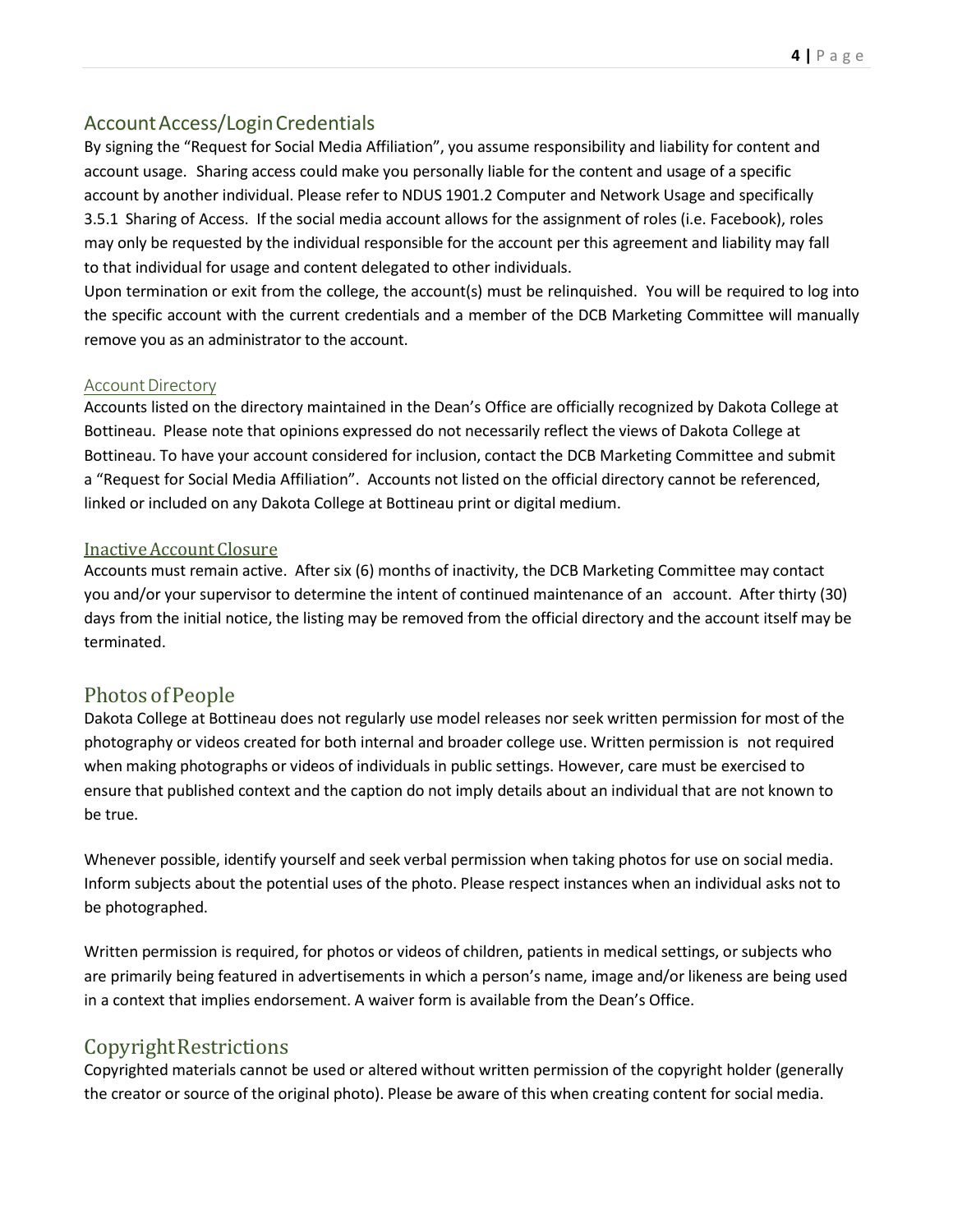## Account Access/Login Credentials

By signing the "Request for Social Media Affiliation", you assume responsibility and liability for content and account usage. Sharing access could make you personally liable for the content and usage of a specific account by another individual. Please refer to NDUS 1901.2 Computer and Network Usage and specifically 3.5.1 Sharing of Access. If the social media account allows for the assignment of roles (i.e. Facebook), roles may only be requested by the individual responsible for the account per this agreement and liability may fall to that individual for usage and content delegated to other individuals.

Upon termination or exit from the college, the account(s) must be relinquished. You will be required to log into the specific account with the current credentials and a member of the DCB Marketing Committee will manually remove you as an administrator to the account.

### Account Directory

Accounts listed on the directory maintained in the Dean's Office are officially recognized by Dakota College at Bottineau. Please note that opinions expressed do not necessarily reflect the views of Dakota College at Bottineau. To have your account considered for inclusion, contact the DCB Marketing Committee and submit a "Request for Social Media Affiliation". Accounts not listed on the official directory cannot be referenced, linked or included on any Dakota College at Bottineau print or digital medium.

### Inactive Account Closure

Accounts must remain active. After six (6) months of inactivity, the DCB Marketing Committee may contact you and/or your supervisor to determine the intent of continued maintenance of an account. After thirty (30) days from the initial notice, the listing may be removed from the official directory and the account itself may be terminated.

## Photos of People

Dakota College at Bottineau does not regularly use model releases nor seek written permission for most of the photography or videos created for both internal and broader college use. Written permission is not required when making photographs or videos of individuals in public settings. However, care must be exercised to ensure that published context and the caption do not imply details about an individual that are not known to be true.

Whenever possible, identify yourself and seek verbal permission when taking photos for use on social media. Inform subjects about the potential uses of the photo. Please respect instances when an individual asks not to be photographed.

Written permission is required, for photos or videos of children, patients in medical settings, or subjects who are primarily being featured in advertisements in which a person's name, image and/or likeness are being used in a context that implies endorsement. A waiver form is available from the Dean's Office.

## Copyright Restrictions

Copyrighted materials cannot be used or altered without written permission of the copyright holder (generally the creator or source of the original photo). Please be aware of this when creating content for social media.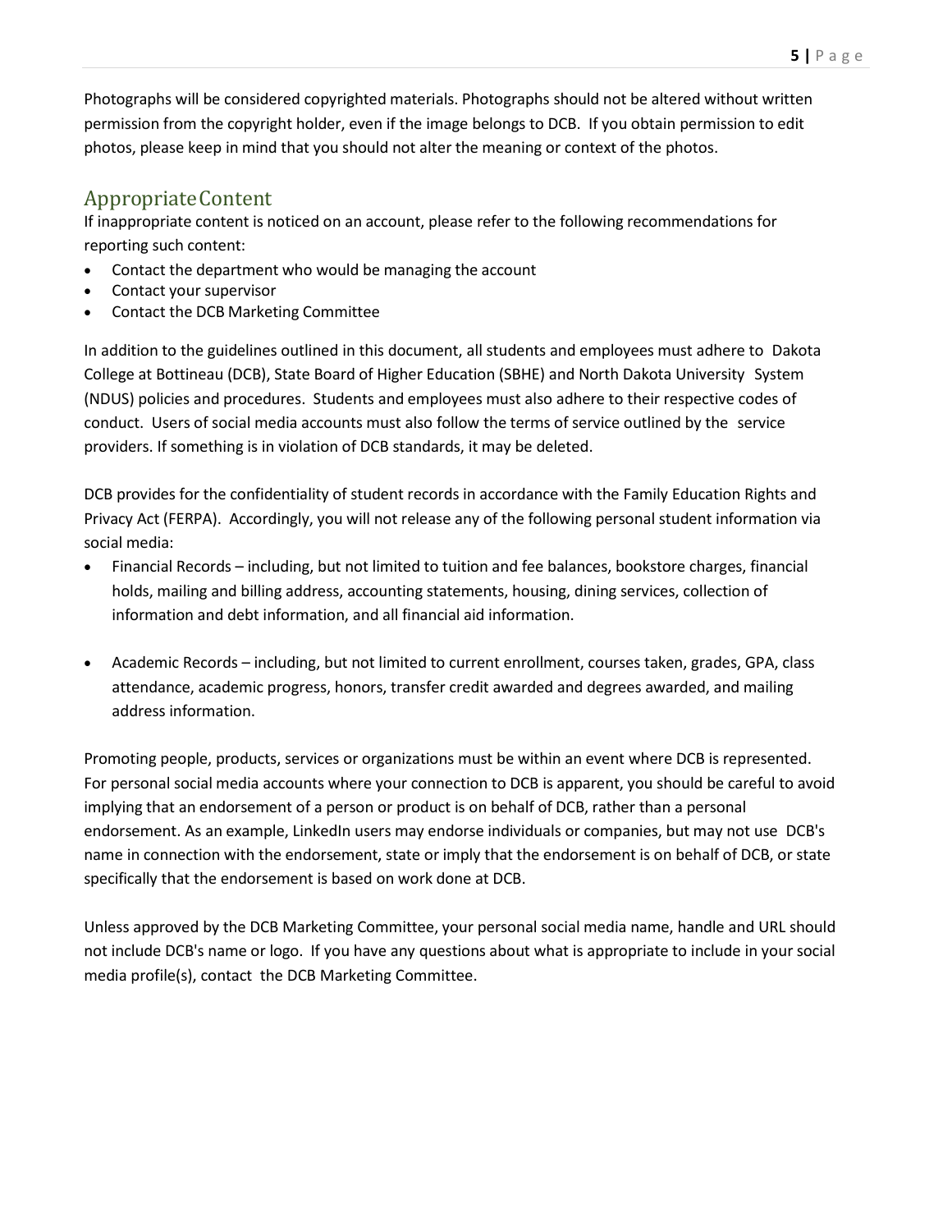Photographs will be considered copyrighted materials. Photographs should not be altered without written permission from the copyright holder, even if the image belongs to DCB. If you obtain permission to edit photos, please keep in mind that you should not alter the meaning or context of the photos.

## Appropriate Content

If inappropriate content is noticed on an account, please refer to the following recommendations for reporting such content:

- Contact the department who would be managing the account
- Contact your supervisor
- Contact the DCB Marketing Committee

In addition to the guidelines outlined in this document, all students and employees must adhere to Dakota College at Bottineau (DCB), State Board of Higher Education (SBHE) and North Dakota University System (NDUS) policies and procedures. Students and employees must also adhere to their respective codes of conduct. Users of social media accounts must also follow the terms of service outlined by the service providers. If something is in violation of DCB standards, it may be deleted.

DCB provides for the confidentiality of student records in accordance with the Family Education Rights and Privacy Act (FERPA). Accordingly, you will not release any of the following personal student information via social media:

- Financial Records – including, but not limited to tuition and fee balances, bookstore charges, financial holds, mailing and billing address, accounting statements, housing, dining services, collection of information and debt information, and all financial aid information.

- Academic Records – including, but not limited to current enrollment, courses taken, grades, GPA, class attendance, academic progress, honors, transfer credit awarded and degrees awarded, and mailing address information.

Promoting people, products, services or organizations must be within an event where DCB is represented. For personal social media accounts where your connection to DCB is apparent, you should be careful to avoid implying that an endorsement of a person or product is on behalf of DCB, rather than a personal endorsement. As an example, LinkedIn users may endorse individuals or companies, but may not use DCB's name in connection with the endorsement, state or imply that the endorsement is on behalf of DCB, or state specifically that the endorsement is based on work done at DCB.

Unless approved by the DCB Marketing Committee, your personal social media name, handle and URL should not include DCB's name or logo. If you have any questions about what is appropriate to include in your social media profile(s), contact the DCB Marketing Committee.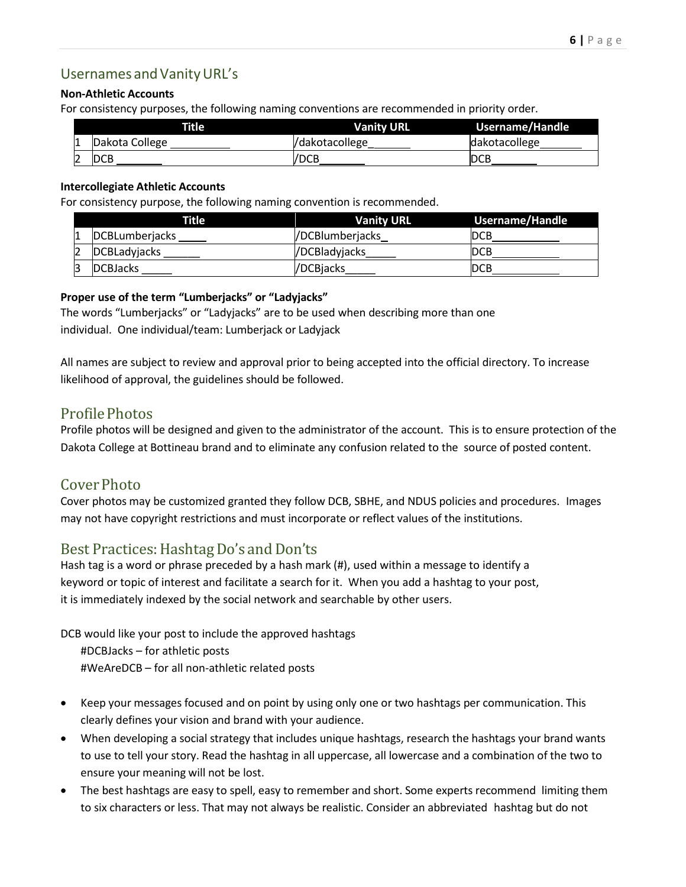## Usernames and Vanity URL's

**Non-Athletic Accounts**

For consistency purposes, the following naming conventions are recommended in priority order.

| | Title | Vanity URL | Username/Handle |
|---|---|---|---|
| 1 | Dakota College | /dakotacollege | dakotacollege |
| 2 | DCB | /DCB | DCB |

**Intercollegiate Athletic Accounts**

For consistency purpose, the following naming convention is recommended.

| | Title | Vanity URL | Username/Handle |
|---|---|---|---|
| 1 | DCBLumberjacks | /DCBlumberjacks | DCB |
| 2 | DCBLadyjacks | /DCBladyjacks | DCB |
| 3 | DCBJacks | /DCBjacks | DCB |

**Proper use of the term "Lumberjacks" or "Ladyjacks"**

The words "Lumberjacks" or "Ladyjacks" are to be used when describing more than one individual. One individual/team: Lumberjack or Ladyjack

All names are subject to review and approval prior to being accepted into the official directory. To increase likelihood of approval, the guidelines should be followed.

## Profile Photos

Profile photos will be designed and given to the administrator of the account. This is to ensure protection of the Dakota College at Bottineau brand and to eliminate any confusion related to the source of posted content.

## Cover Photo

Cover photos may be customized granted they follow DCB, SBHE, and NDUS policies and procedures. Images may not have copyright restrictions and must incorporate or reflect values of the institutions.

## Best Practices: Hashtag Do's and Don'ts

Hash tag is a word or phrase preceded by a hash mark (#), used within a message to identify a keyword or topic of interest and facilitate a search for it. When you add a hashtag to your post, it is immediately indexed by the social network and searchable by other users.

DCB would like your post to include the approved hashtags

#DCBJacks – for athletic posts

#WeAreDCB – for all non-athletic related posts

- Keep your messages focused and on point by using only one or two hashtags per communication. This clearly defines your vision and brand with your audience.
- When developing a social strategy that includes unique hashtags, research the hashtags your brand wants to use to tell your story. Read the hashtag in all uppercase, all lowercase and a combination of the two to ensure your meaning will not be lost.
- The best hashtags are easy to spell, easy to remember and short. Some experts recommend limiting them to six characters or less. That may not always be realistic. Consider an abbreviated hashtag but do not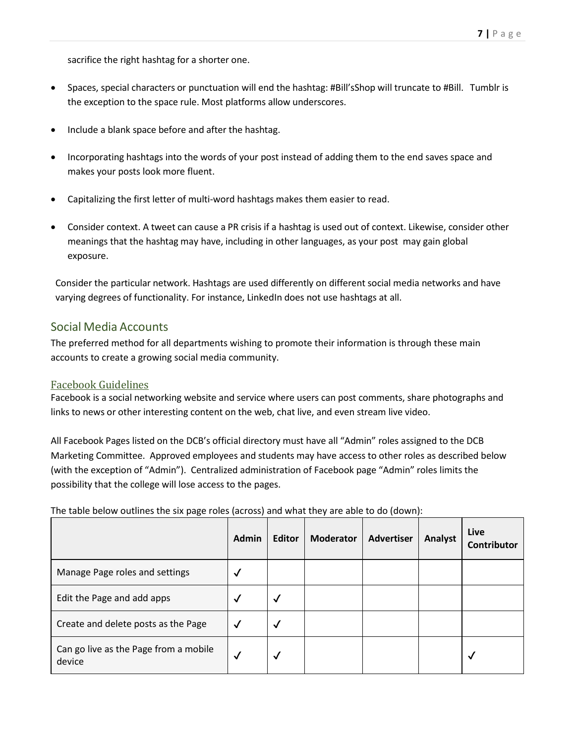sacrifice the right hashtag for a shorter one.

- Spaces, special characters or punctuation will end the hashtag: #Bill'sShop will truncate to #Bill. Tumblr is the exception to the space rule. Most platforms allow underscores.
- Include a blank space before and after the hashtag.
- Incorporating hashtags into the words of your post instead of adding them to the end saves space and makes your posts look more fluent.
- Capitalizing the first letter of multi-word hashtags makes them easier to read.
- Consider context. A tweet can cause a PR crisis if a hashtag is used out of context. Likewise, consider other meanings that the hashtag may have, including in other languages, as your post may gain global exposure.

Consider the particular network. Hashtags are used differently on different social media networks and have varying degrees of functionality. For instance, LinkedIn does not use hashtags at all.

## Social Media Accounts

The preferred method for all departments wishing to promote their information is through these main accounts to create a growing social media community.

### Facebook Guidelines

Facebook is a social networking website and service where users can post comments, share photographs and links to news or other interesting content on the web, chat live, and even stream live video.

All Facebook Pages listed on the DCB's official directory must have all "Admin" roles assigned to the DCB Marketing Committee. Approved employees and students may have access to other roles as described below (with the exception of "Admin"). Centralized administration of Facebook page "Admin" roles limits the possibility that the college will lose access to the pages.

The table below outlines the six page roles (across) and what they are able to do (down):

| | Admin | Editor | Moderator | Advertiser | Analyst | Live Contributor |
|---|---|---|---|---|---|---|
| Manage Page roles and settings | ✓ | | | | | |
| Edit the Page and add apps | ✓ | ✓ | | | | |
| Create and delete posts as the Page | ✓ | ✓ | | | | |
| Can go live as the Page from a mobile device | ✓ | ✓ | | | | ✓ |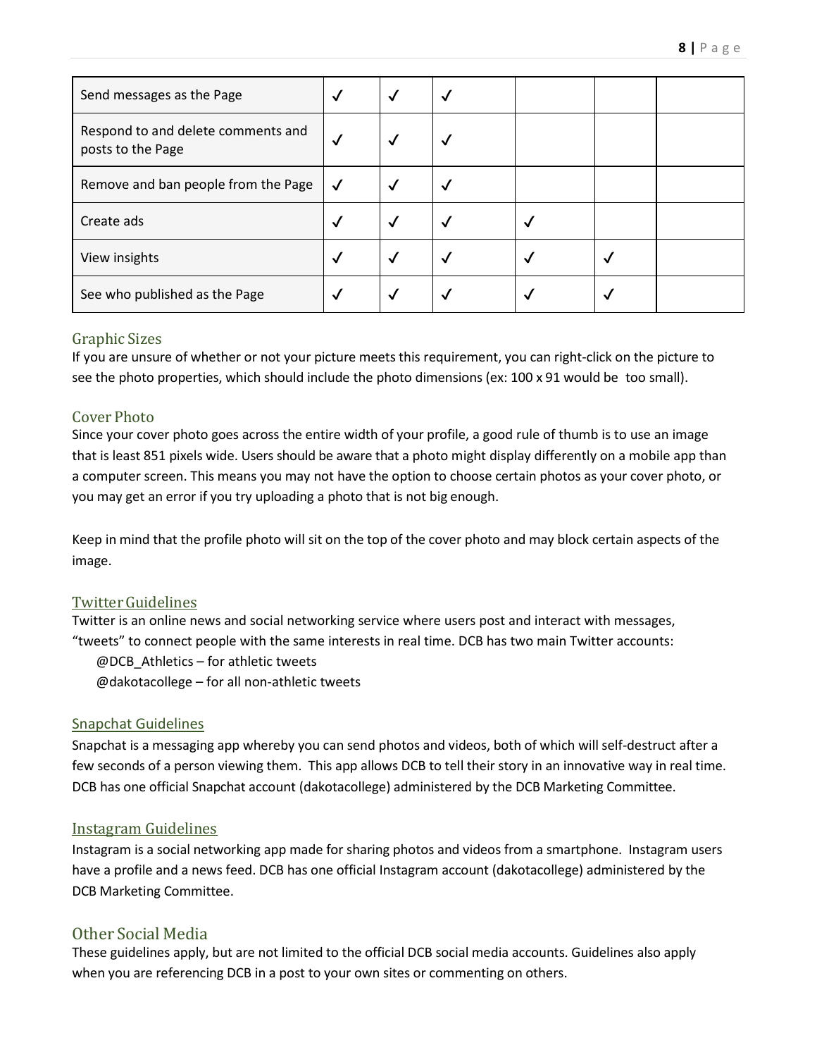| | | | | | | |
|---|---|---|---|---|---|---|
| Send messages as the Page | ✓ | ✓ | ✓ | | | |
| Respond to and delete comments and posts to the Page | ✓ | ✓ | ✓ | | | |
| Remove and ban people from the Page | ✓ | ✓ | ✓ | | | |
| Create ads | ✓ | ✓ | ✓ | ✓ | | |
| View insights | ✓ | ✓ | ✓ | ✓ | ✓ | |
| See who published as the Page | ✓ | ✓ | ✓ | ✓ | ✓ | |

### Graphic Sizes

If you are unsure of whether or not your picture meets this requirement, you can right-click on the picture to see the photo properties, which should include the photo dimensions (ex: 100 x 91 would be too small).

### Cover Photo

Since your cover photo goes across the entire width of your profile, a good rule of thumb is to use an image that is least 851 pixels wide. Users should be aware that a photo might display differently on a mobile app than a computer screen. This means you may not have the option to choose certain photos as your cover photo, or you may get an error if you try uploading a photo that is not big enough.

Keep in mind that the profile photo will sit on the top of the cover photo and may block certain aspects of the image.

### Twitter Guidelines

Twitter is an online news and social networking service where users post and interact with messages, "tweets" to connect people with the same interests in real time. DCB has two main Twitter accounts:

@DCB_Athletics – for athletic tweets
@dakotacollege – for all non-athletic tweets

### Snapchat Guidelines

Snapchat is a messaging app whereby you can send photos and videos, both of which will self-destruct after a few seconds of a person viewing them. This app allows DCB to tell their story in an innovative way in real time. DCB has one official Snapchat account (dakotacollege) administered by the DCB Marketing Committee.

### Instagram Guidelines

Instagram is a social networking app made for sharing photos and videos from a smartphone. Instagram users have a profile and a news feed. DCB has one official Instagram account (dakotacollege) administered by the DCB Marketing Committee.

## Other Social Media

These guidelines apply, but are not limited to the official DCB social media accounts. Guidelines also apply when you are referencing DCB in a post to your own sites or commenting on others.